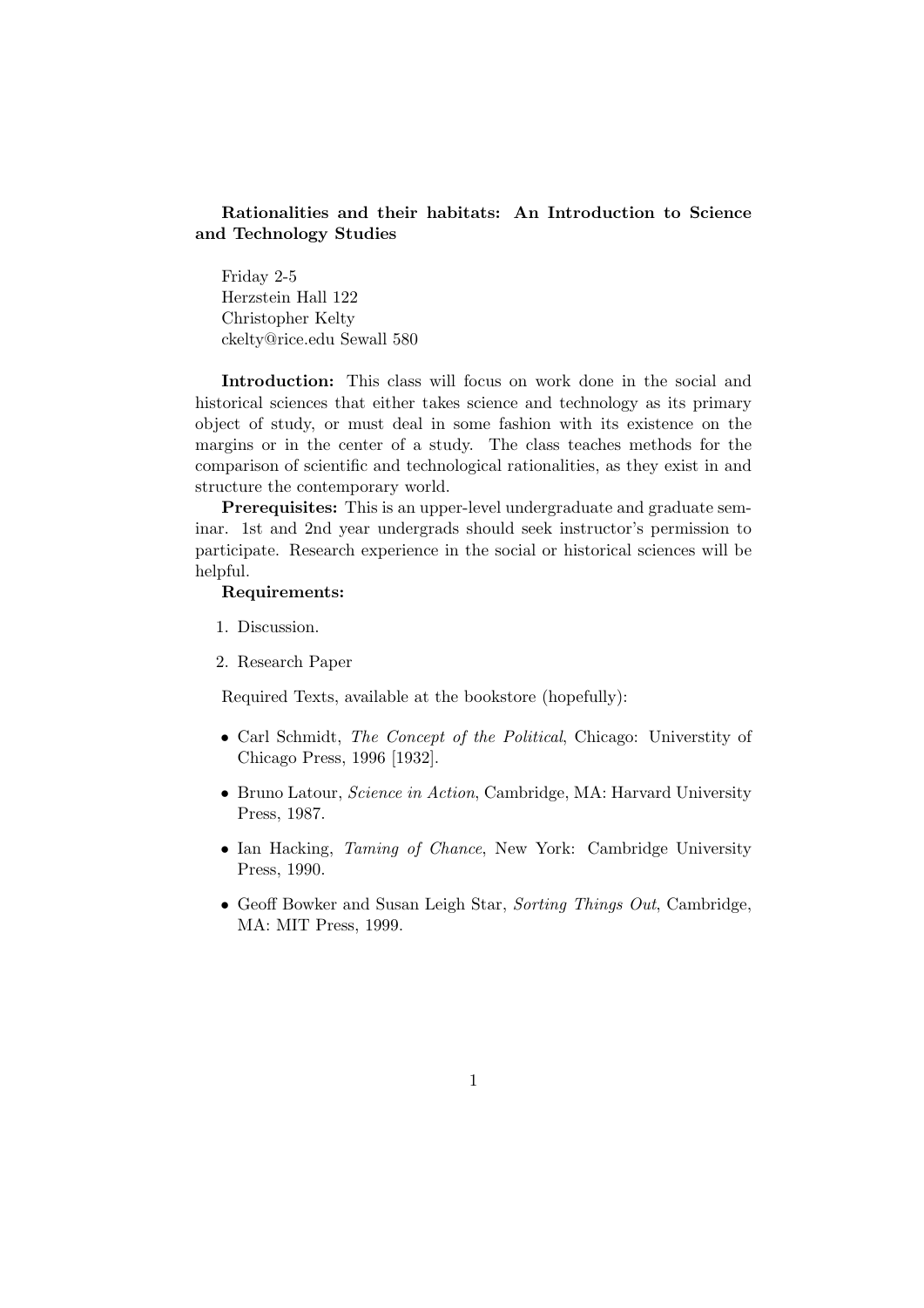**Rationalities and their habitats: An Introduction to Science and Technology Studies**

Friday 2-5
Herzstein Hall 122
Christopher Kelty
ckelty@rice.edu Sewall 580

**Introduction:** This class will focus on work done in the social and historical sciences that either takes science and technology as its primary object of study, or must deal in some fashion with its existence on the margins or in the center of a study. The class teaches methods for the comparison of scientific and technological rationalities, as they exist in and structure the contemporary world.

**Prerequisites:** This is an upper-level undergraduate and graduate seminar. 1st and 2nd year undergrads should seek instructor's permission to participate. Research experience in the social or historical sciences will be helpful.

**Requirements:**

1. Discussion.
2. Research Paper

Required Texts, available at the bookstore (hopefully):

- Carl Schmidt, *The Concept of the Political*, Chicago: Universtity of Chicago Press, 1996 [1932].
- Bruno Latour, *Science in Action*, Cambridge, MA: Harvard University Press, 1987.
- Ian Hacking, *Taming of Chance*, New York: Cambridge University Press, 1990.
- Geoff Bowker and Susan Leigh Star, *Sorting Things Out*, Cambridge, MA: MIT Press, 1999.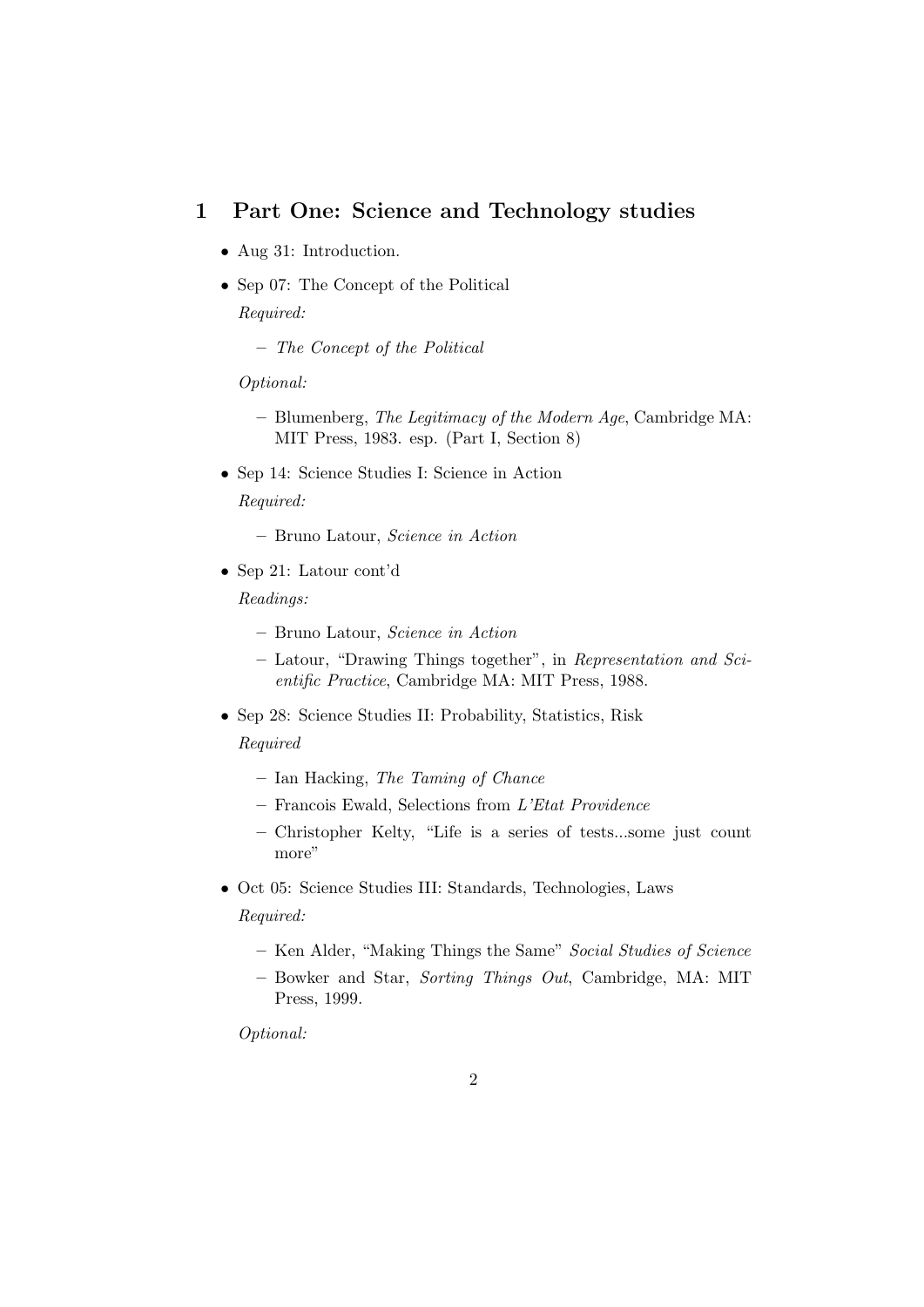## 1 Part One: Science and Technology studies

- Aug 31: Introduction.
- Sep 07: The Concept of the Political

  *Required:*

  - *The Concept of the Political*

  *Optional:*

  - Blumenberg, *The Legitimacy of the Modern Age*, Cambridge MA: MIT Press, 1983. esp. (Part I, Section 8)
- Sep 14: Science Studies I: Science in Action

  *Required:*

  - Bruno Latour, *Science in Action*
- Sep 21: Latour cont'd

  *Readings:*

  - Bruno Latour, *Science in Action*
  - Latour, "Drawing Things together", in *Representation and Scientific Practice*, Cambridge MA: MIT Press, 1988.
- Sep 28: Science Studies II: Probability, Statistics, Risk

  *Required*

  - Ian Hacking, *The Taming of Chance*
  - Francois Ewald, Selections from *L'Etat Providence*
  - Christopher Kelty, "Life is a series of tests...some just count more"
- Oct 05: Science Studies III: Standards, Technologies, Laws

  *Required:*

  - Ken Alder, "Making Things the Same" *Social Studies of Science*
  - Bowker and Star, *Sorting Things Out*, Cambridge, MA: MIT Press, 1999.

  *Optional:*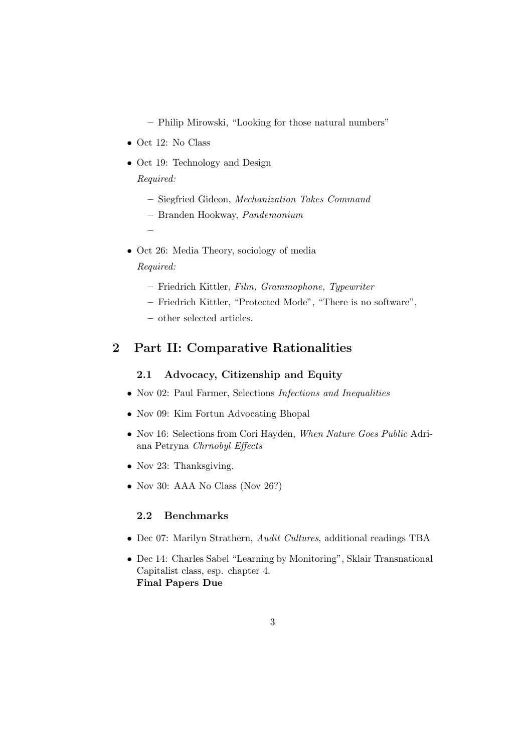- Philip Mirowski, "Looking for those natural numbers"

- Oct 12: No Class
- Oct 19: Technology and Design

  *Required:*

  - Siegfried Gideon, *Mechanization Takes Command*
  - Branden Hookway, *Pandemonium*
  -

- Oct 26: Media Theory, sociology of media

  *Required:*

  - Friedrich Kittler, *Film, Grammophone, Typewriter*
  - Friedrich Kittler, "Protected Mode", "There is no software",
  - other selected articles.

# 2 Part II: Comparative Rationalities

## 2.1 Advocacy, Citizenship and Equity

- Nov 02: Paul Farmer, Selections *Infections and Inequalities*
- Nov 09: Kim Fortun Advocating Bhopal
- Nov 16: Selections from Cori Hayden, *When Nature Goes Public* Adriana Petryna *Chrnobyl Effects*
- Nov 23: Thanksgiving.
- Nov 30: AAA No Class (Nov 26?)

## 2.2 Benchmarks

- Dec 07: Marilyn Strathern, *Audit Cultures*, additional readings TBA
- Dec 14: Charles Sabel "Learning by Monitoring", Sklair Transnational Capitalist class, esp. chapter 4.
  **Final Papers Due**